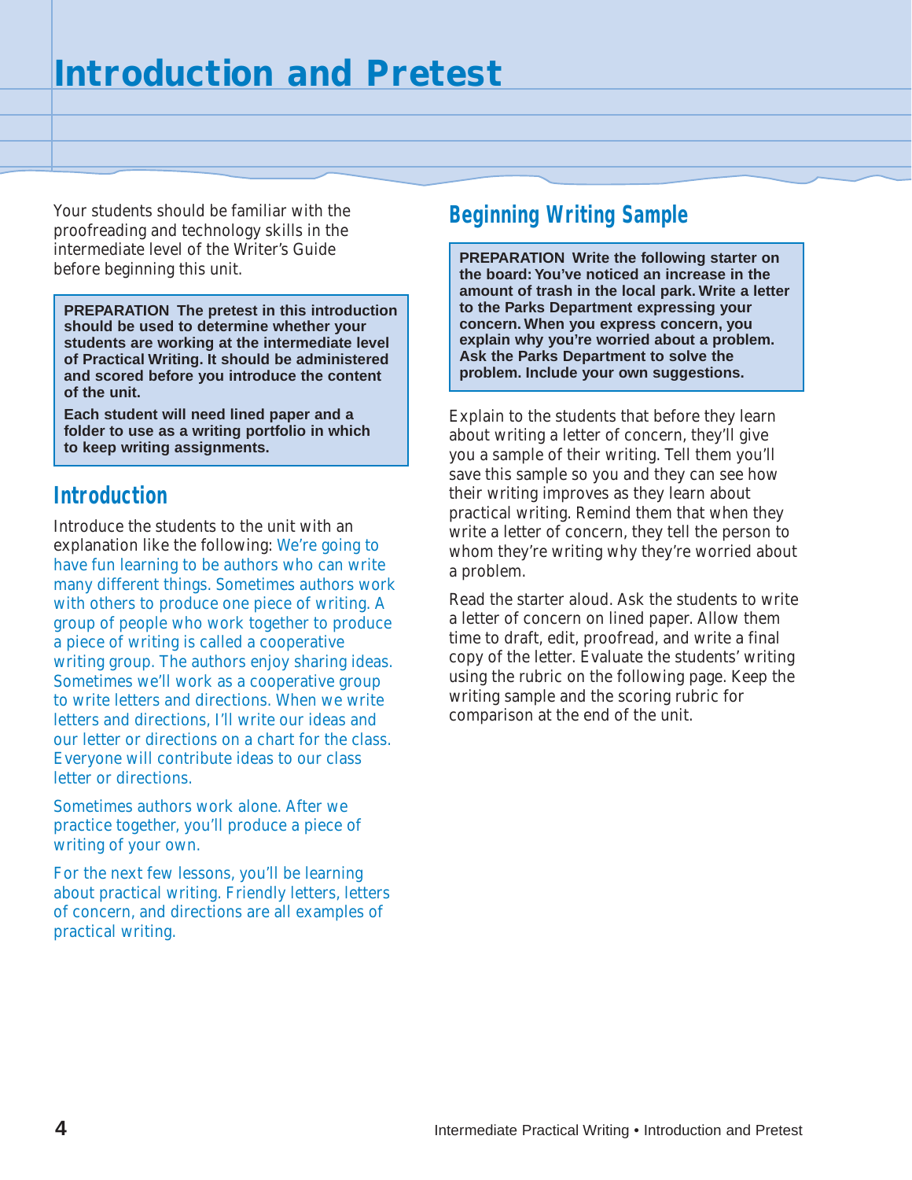# Introduction and Pretest

Your students should be familiar with the proofreading and technology skills in the intermediate level of the Writer's Guide before beginning this unit.

**PREPARATION The pretest in this introduction should be used to determine whether your students are working at the intermediate level of Practical Writing. It should be administered and scored before you introduce the content of the unit.**

**Each student will need lined paper and a folder to use as a writing portfolio in which to keep writing assignments.**

## Introduction

Introduce the students to the unit with an explanation like the following: We're going to have fun learning to be authors who can write many different things. Sometimes authors work with others to produce one piece of writing. A group of people who work together to produce a piece of writing is called a cooperative writing group. The authors enjoy sharing ideas. Sometimes we'll work as a cooperative group to write letters and directions. When we write letters and directions, I'll write our ideas and our letter or directions on a chart for the class. Everyone will contribute ideas to our class letter or directions.

Sometimes authors work alone. After we practice together, you'll produce a piece of writing of your own.

For the next few lessons, you'll be learning about practical writing. Friendly letters, letters of concern, and directions are all examples of practical writing.

## Beginning Writing Sample

**PREPARATION Write the following starter on the board: You've noticed an increase in the amount of trash in the local park. Write a letter to the Parks Department expressing your concern. When you express concern, you explain why you're worried about a problem. Ask the Parks Department to solve the problem. Include your own suggestions.**

Explain to the students that before they learn about writing a letter of concern, they'll give you a sample of their writing. Tell them you'll save this sample so you and they can see how their writing improves as they learn about practical writing. Remind them that when they write a letter of concern, they tell the person to whom they're writing why they're worried about a problem.

Read the starter aloud. Ask the students to write a letter of concern on lined paper. Allow them time to draft, edit, proofread, and write a final copy of the letter. Evaluate the students' writing using the rubric on the following page. Keep the writing sample and the scoring rubric for comparison at the end of the unit.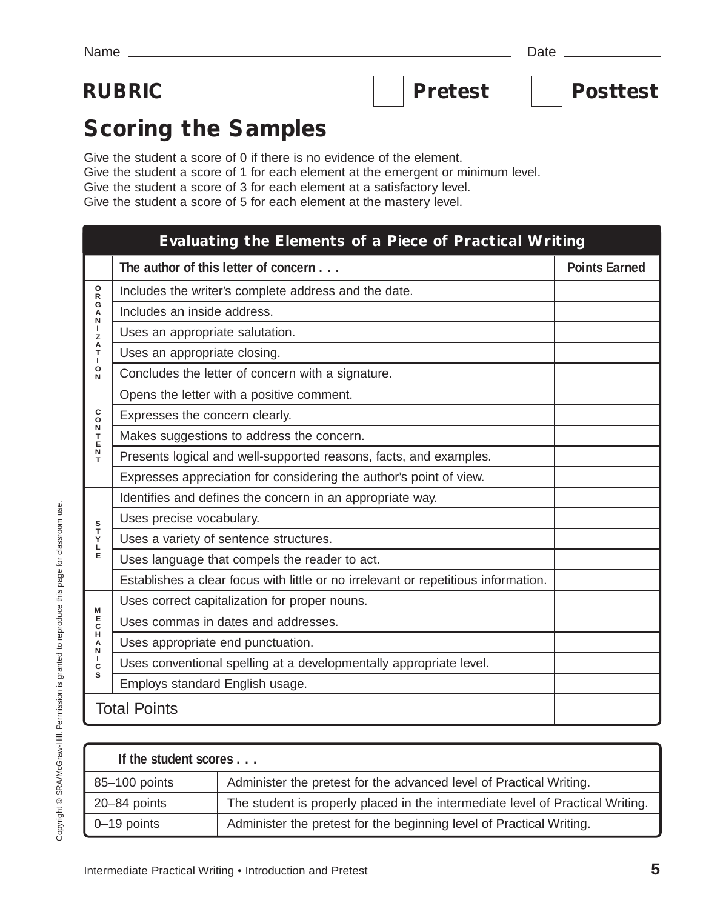Name ______________________________ Date ______________

## RUBRIC ☐ Pretest ☐ Posttest

# Scoring the Samples

Give the student a score of 0 if there is no evidence of the element.
Give the student a score of 1 for each element at the emergent or minimum level.
Give the student a score of 3 for each element at a satisfactory level.
Give the student a score of 5 for each element at the mastery level.

**Evaluating the Elements of a Piece of Practical Writing**

| | The author of this letter of concern . . . | Points Earned |
|---|---|---|
| ORGANIZATION | Includes the writer's complete address and the date. | |
| | Includes an inside address. | |
| | Uses an appropriate salutation. | |
| | Uses an appropriate closing. | |
| | Concludes the letter of concern with a signature. | |
| CONTENT | Opens the letter with a positive comment. | |
| | Expresses the concern clearly. | |
| | Makes suggestions to address the concern. | |
| | Presents logical and well-supported reasons, facts, and examples. | |
| | Expresses appreciation for considering the author's point of view. | |
| STYLE | Identifies and defines the concern in an appropriate way. | |
| | Uses precise vocabulary. | |
| | Uses a variety of sentence structures. | |
| | Uses language that compels the reader to act. | |
| | Establishes a clear focus with little or no irrelevant or repetitious information. | |
| MECHANICS | Uses correct capitalization for proper nouns. | |
| | Uses commas in dates and addresses. | |
| | Uses appropriate end punctuation. | |
| | Uses conventional spelling at a developmentally appropriate level. | |
| | Employs standard English usage. | |
| Total Points | | |

| If the student scores . . . | |
|---|---|
| 85–100 points | Administer the pretest for the advanced level of Practical Writing. |
| 20–84 points | The student is properly placed in the intermediate level of Practical Writing. |
| 0–19 points | Administer the pretest for the beginning level of Practical Writing. |

Copyright © SRA/McGraw-Hill. Permission is granted to reproduce this page for classroom use.